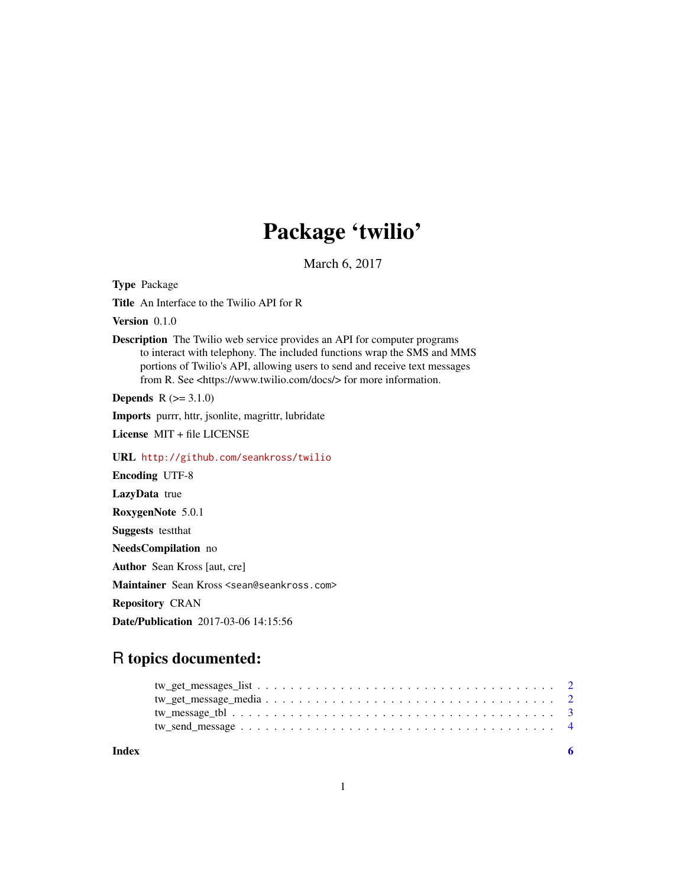# Package 'twilio'

March 6, 2017

**Type** Package

**Title** An Interface to the Twilio API for R

**Version** 0.1.0

**Description** The Twilio web service provides an API for computer programs to interact with telephony. The included functions wrap the SMS and MMS portions of Twilio's API, allowing users to send and receive text messages from R. See <https://www.twilio.com/docs/> for more information.

**Depends** R (>= 3.1.0)

**Imports** purrr, httr, jsonlite, magrittr, lubridate

**License** MIT + file LICENSE

**URL** http://github.com/seankross/twilio

**Encoding** UTF-8

**LazyData** true

**RoxygenNote** 5.0.1

**Suggests** testthat

**NeedsCompilation** no

**Author** Sean Kross [aut, cre]

**Maintainer** Sean Kross <sean@seankross.com>

**Repository** CRAN

**Date/Publication** 2017-03-06 14:15:56

## R topics documented:

- tw_get_messages_list . . . . . . . . . . . . . . . . . . . . . . . . . . . . . . . . . 2
- tw_get_message_media . . . . . . . . . . . . . . . . . . . . . . . . . . . . . . . . 2
- tw_message_tbl . . . . . . . . . . . . . . . . . . . . . . . . . . . . . . . . . . . . 3
- tw_send_message . . . . . . . . . . . . . . . . . . . . . . . . . . . . . . . . . . . 4

**Index** **6**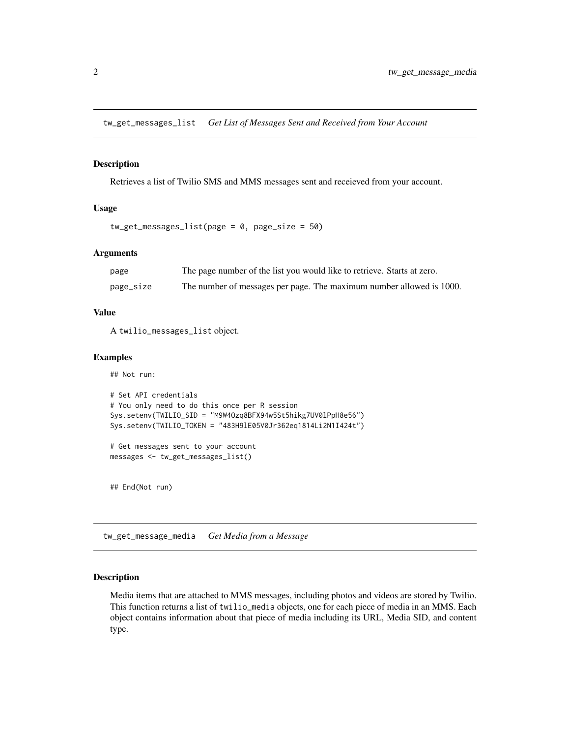## tw_get_messages_list *Get List of Messages Sent and Received from Your Account*

### Description

Retrieves a list of Twilio SMS and MMS messages sent and receieved from your account.

### Usage

```
tw_get_messages_list(page = 0, page_size = 50)
```

### Arguments

| | |
|---|---|
| page | The page number of the list you would like to retrieve. Starts at zero. |
| page_size | The number of messages per page. The maximum number allowed is 1000. |

### Value

A twilio_messages_list object.

### Examples

```
## Not run:

# Set API credentials
# You only need to do this once per R session
Sys.setenv(TWILIO_SID = "M9W4Ozq8BFX94w5St5hikg7UV0lPpH8e56")
Sys.setenv(TWILIO_TOKEN = "483H9lE05V0Jr362eq1814Li2N1I424t")

# Get messages sent to your account
messages <- tw_get_messages_list()


## End(Not run)
```

## tw_get_message_media *Get Media from a Message*

### Description

Media items that are attached to MMS messages, including photos and videos are stored by Twilio. This function returns a list of twilio_media objects, one for each piece of media in an MMS. Each object contains information about that piece of media including its URL, Media SID, and content type.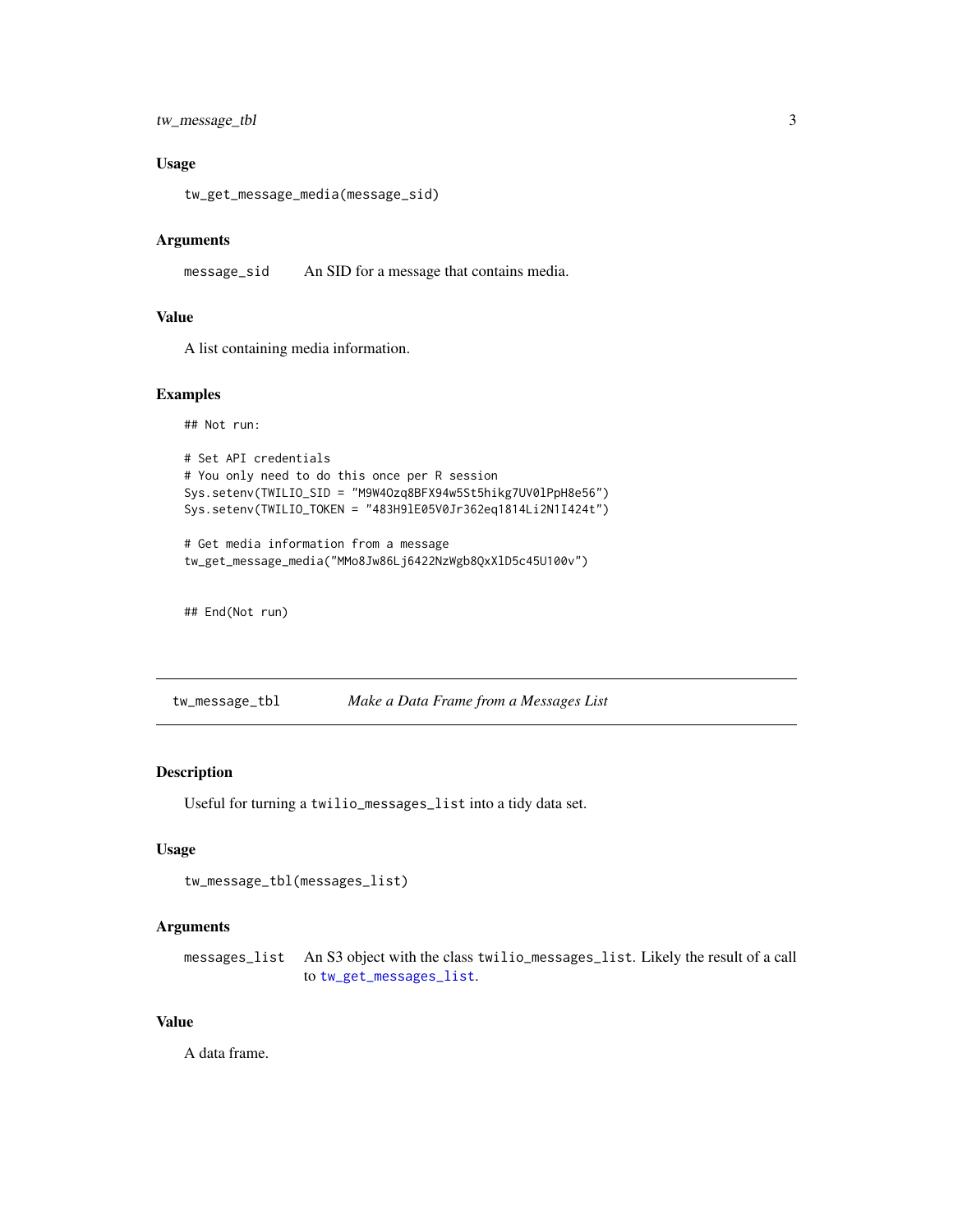### Usage

```
tw_get_message_media(message_sid)
```

### Arguments

| | |
|---|---|
| `message_sid` | An SID for a message that contains media. |

### Value

A list containing media information.

### Examples

```
## Not run:

# Set API credentials
# You only need to do this once per R session
Sys.setenv(TWILIO_SID = "M9W4Ozq8BFX94w5St5hikg7UV0lPpH8e56")
Sys.setenv(TWILIO_TOKEN = "483H9lE05V0Jr362eq1814Li2N1I424t")

# Get media information from a message
tw_get_message_media("MMo8Jw86Lj6422NzWgb8QxXlD5c45U100v")


## End(Not run)
```

---

## tw_message_tbl — *Make a Data Frame from a Messages List*

### Description

Useful for turning a `twilio_messages_list` into a tidy data set.

### Usage

```
tw_message_tbl(messages_list)
```

### Arguments

| | |
|---|---|
| `messages_list` | An S3 object with the class `twilio_messages_list`. Likely the result of a call to `tw_get_messages_list`. |

### Value

A data frame.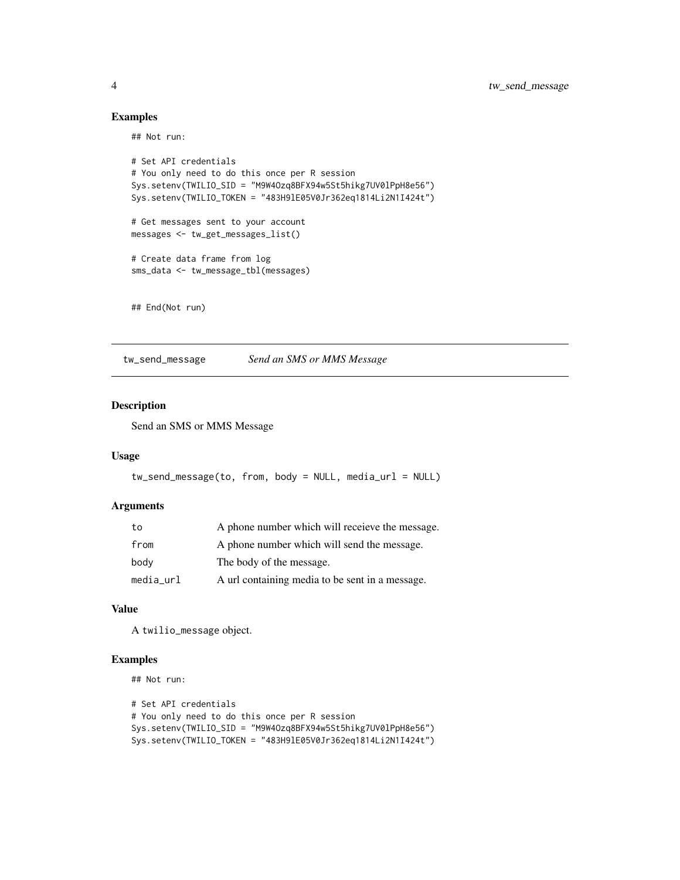## Examples

```
## Not run:

# Set API credentials
# You only need to do this once per R session
Sys.setenv(TWILIO_SID = "M9W4Ozq8BFX94w5St5hikg7UV0lPpH8e56")
Sys.setenv(TWILIO_TOKEN = "483H9lE05V0Jr362eq1814Li2N1I424t")

# Get messages sent to your account
messages <- tw_get_messages_list()

# Create data frame from log
sms_data <- tw_message_tbl(messages)


## End(Not run)
```

---

# tw_send_message *Send an SMS or MMS Message*

## Description

Send an SMS or MMS Message

## Usage

```
tw_send_message(to, from, body = NULL, media_url = NULL)
```

## Arguments

| | |
|---|---|
| to | A phone number which will receieve the message. |
| from | A phone number which will send the message. |
| body | The body of the message. |
| media_url | A url containing media to be sent in a message. |

## Value

A twilio_message object.

## Examples

```
## Not run:

# Set API credentials
# You only need to do this once per R session
Sys.setenv(TWILIO_SID = "M9W4Ozq8BFX94w5St5hikg7UV0lPpH8e56")
Sys.setenv(TWILIO_TOKEN = "483H9lE05V0Jr362eq1814Li2N1I424t")
```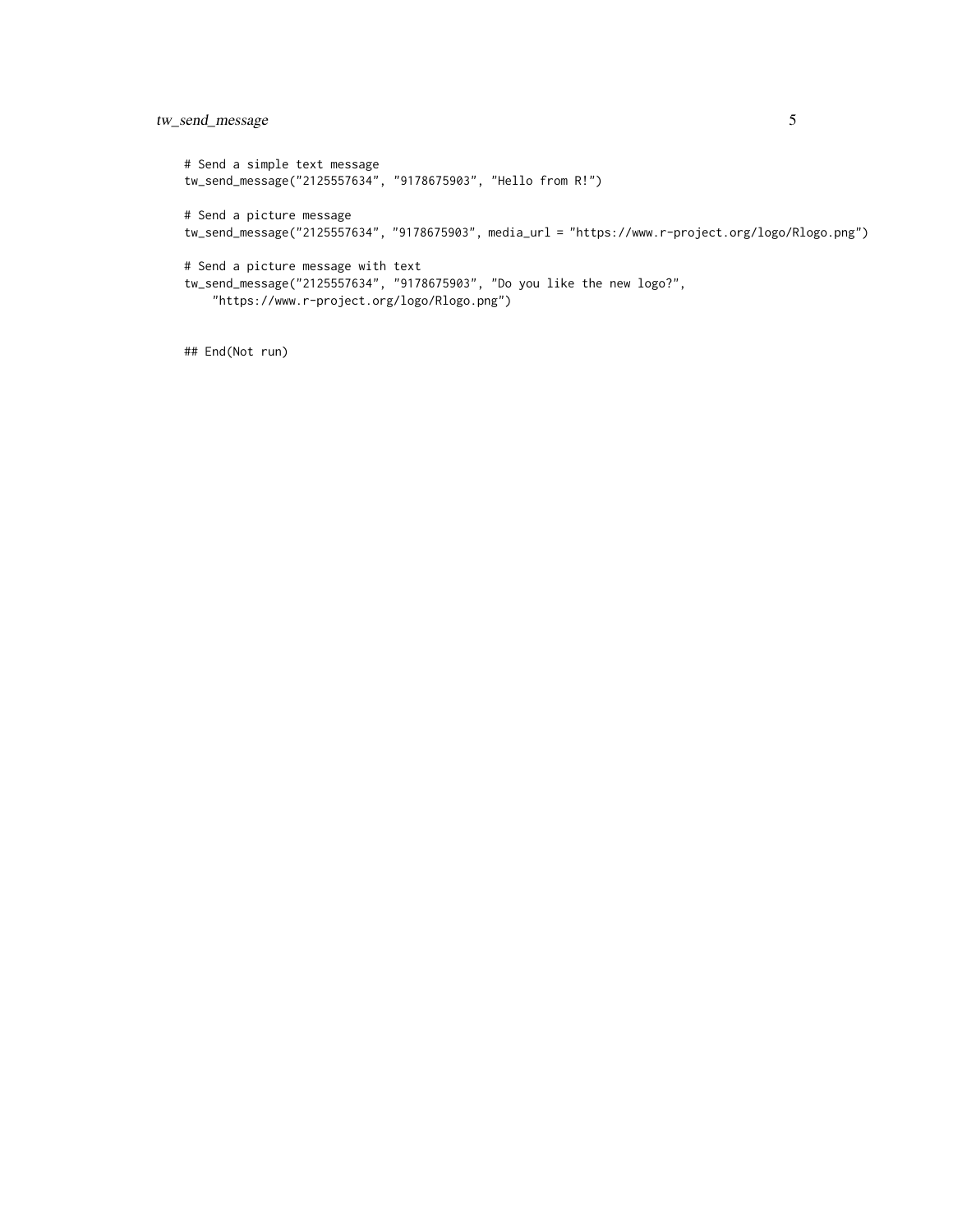```
# Send a simple text message
tw_send_message("2125557634", "9178675903", "Hello from R!")

# Send a picture message
tw_send_message("2125557634", "9178675903", media_url = "https://www.r-project.org/logo/Rlogo.png")

# Send a picture message with text
tw_send_message("2125557634", "9178675903", "Do you like the new logo?",
    "https://www.r-project.org/logo/Rlogo.png")


## End(Not run)
```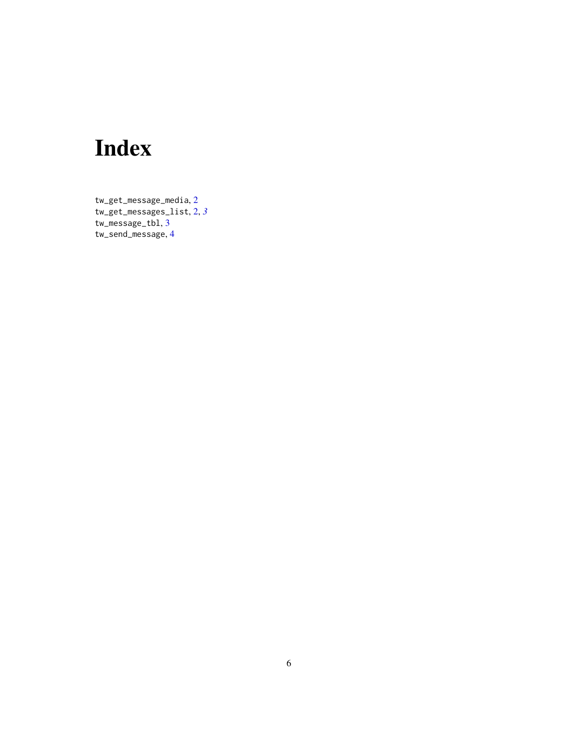# Index

tw_get_message_media, 2
tw_get_messages_list, 2, *3*
tw_message_tbl, 3
tw_send_message, 4